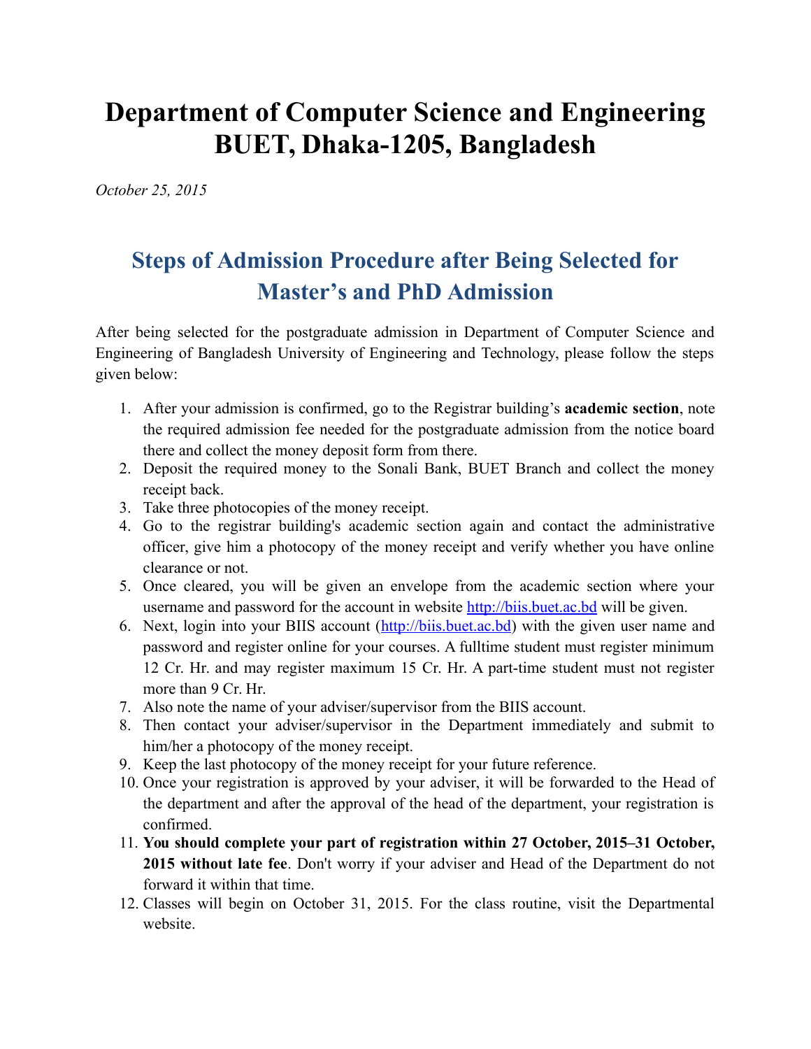# Department of Computer Science and Engineering BUET, Dhaka-1205, Bangladesh

*October 25, 2015*

## Steps of Admission Procedure after Being Selected for Master's and PhD Admission

After being selected for the postgraduate admission in Department of Computer Science and Engineering of Bangladesh University of Engineering and Technology, please follow the steps given below:

1. After your admission is confirmed, go to the Registrar building's **academic section**, note the required admission fee needed for the postgraduate admission from the notice board there and collect the money deposit form from there.
2. Deposit the required money to the Sonali Bank, BUET Branch and collect the money receipt back.
3. Take three photocopies of the money receipt.
4. Go to the registrar building's academic section again and contact the administrative officer, give him a photocopy of the money receipt and verify whether you have online clearance or not.
5. Once cleared, you will be given an envelope from the academic section where your username and password for the account in website [http://biis.buet.ac.bd](http://biis.buet.ac.bd) will be given.
6. Next, login into your BIIS account ([http://biis.buet.ac.bd](http://biis.buet.ac.bd)) with the given user name and password and register online for your courses. A fulltime student must register minimum 12 Cr. Hr. and may register maximum 15 Cr. Hr. A part-time student must not register more than 9 Cr. Hr.
7. Also note the name of your adviser/supervisor from the BIIS account.
8. Then contact your adviser/supervisor in the Department immediately and submit to him/her a photocopy of the money receipt.
9. Keep the last photocopy of the money receipt for your future reference.
10. Once your registration is approved by your adviser, it will be forwarded to the Head of the department and after the approval of the head of the department, your registration is confirmed.
11. **You should complete your part of registration within 27 October, 2015–31 October, 2015 without late fee**. Don't worry if your adviser and Head of the Department do not forward it within that time.
12. Classes will begin on October 31, 2015. For the class routine, visit the Departmental website.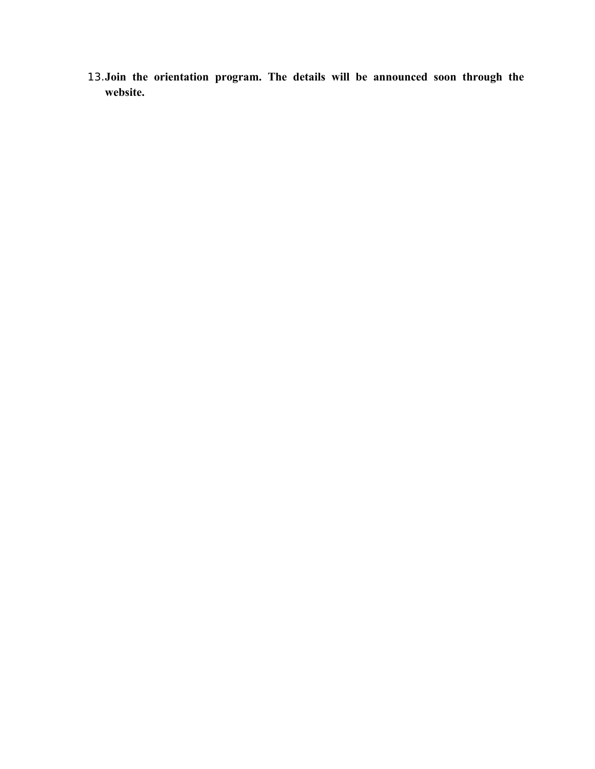13. **Join the orientation program. The details will be announced soon through the website.**